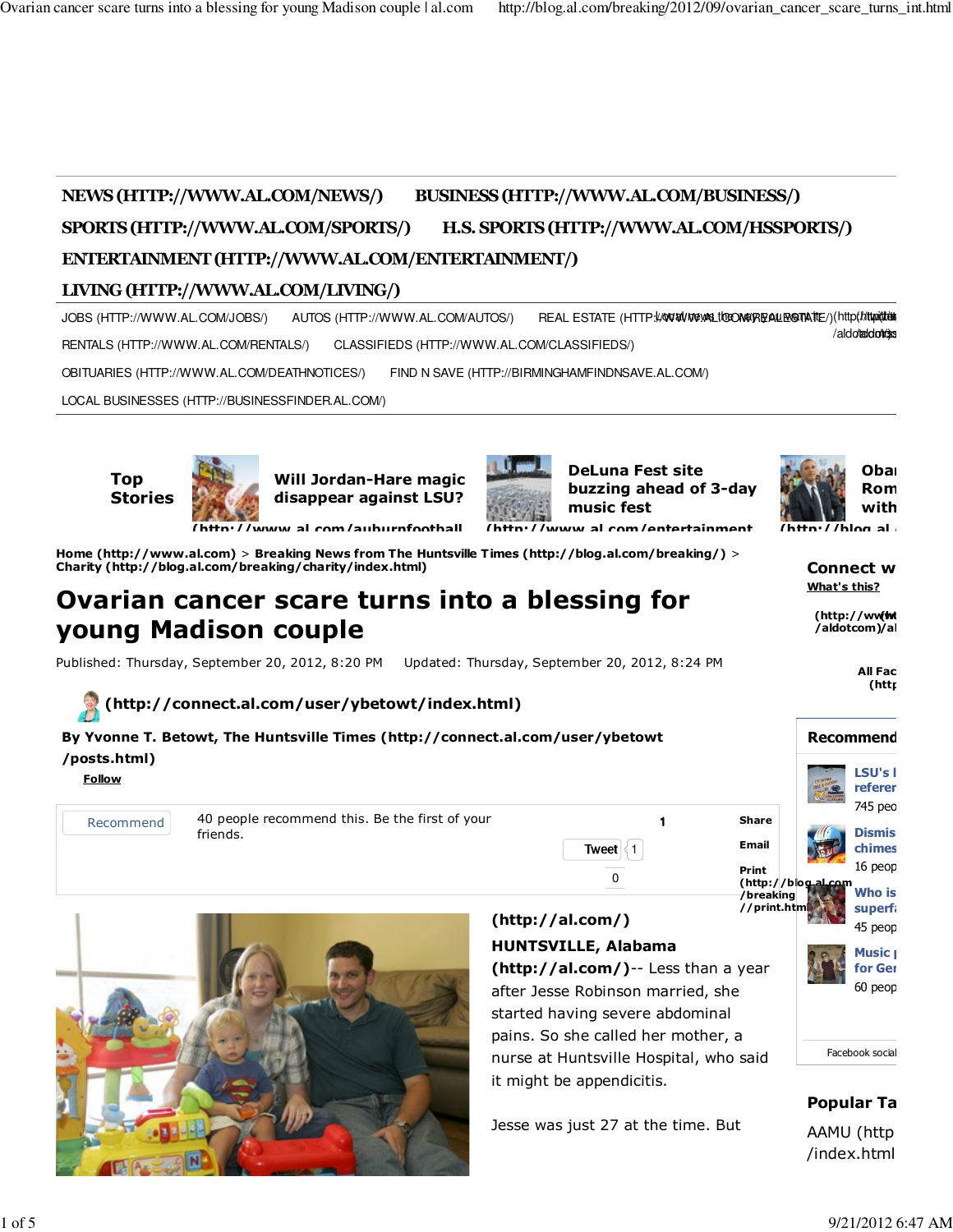NEWS (HTTP://WWW.AL.COM/NEWS/) BUSINESS (HTTP://WWW.AL.COM/BUSINESS/) SPORTS (HTTP://WWW.AL.COM/SPORTS/) H.S. SPORTS (HTTP://WWW.AL.COM/HSSPORTS/) ENTERTAINMENT (HTTP://WWW.AL.COM/ENTERTAINMENT/) LIVING (HTTP://WWW.AL.COM/LIVING/)

JOBS (HTTP://WWW.AL.COM/JOBS/) AUTOS (HTTP://WWW.AL.COM/AUTOS/) REAL ESTATE (HTTP://WWW.AL.COM/REALESTATE/) RENTALS (HTTP://WWW.AL.COM/RENTALS/) CLASSIFIEDS (HTTP://WWW.AL.COM/CLASSIFIEDS/) OBITUARIES (HTTP://WWW.AL.COM/DEATHNOTICES/) FIND N SAVE (HTTP://BIRMINGHAMFINDNSAVE.AL.COM/) LOCAL BUSINESSES (HTTP://BUSINESSFINDER.AL.COM/)

Top Stories

Will Jordan-Hare magic disappear against LSU?

DeLuna Fest site buzzing ahead of 3-day music fest

Home (http://www.al.com) > Breaking News from The Huntsville Times (http://blog.al.com/breaking/) > Charity (http://blog.al.com/breaking/charity/index.html)

# Ovarian cancer scare turns into a blessing for young Madison couple

Published: Thursday, September 20, 2012, 8:20 PM Updated: Thursday, September 20, 2012, 8:24 PM

(http://connect.al.com/user/ybetowt/index.html)

**By Yvonne T. Betowt, The Huntsville Times (http://connect.al.com/user/ybetowt/posts.html)**

Follow

Recommend 40 people recommend this. Be the first of your friends.

Tweet 1 Share Email Print

**(http://al.com/)**

**HUNTSVILLE, Alabama (http://al.com/)**-- Less than a year after Jesse Robinson married, she started having severe abdominal pains. So she called her mother, a nurse at Huntsville Hospital, who said it might be appendicitis.

Jesse was just 27 at the time. But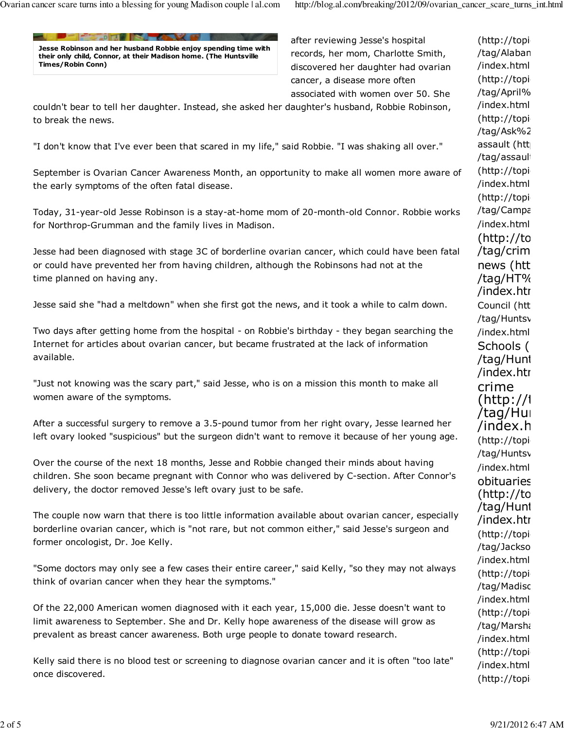**Jesse Robinson and her husband Robbie enjoy spending time with their only child, Connor, at their Madison home. (The Huntsville Times/Robin Conn)**

after reviewing Jesse's hospital records, her mom, Charlotte Smith, discovered her daughter had ovarian cancer, a disease more often associated with women over 50. She couldn't bear to tell her daughter. Instead, she asked her daughter's husband, Robbie Robinson, to break the news.

"I don't know that I've ever been that scared in my life," said Robbie. "I was shaking all over."

September is Ovarian Cancer Awareness Month, an opportunity to make all women more aware of the early symptoms of the often fatal disease.

Today, 31-year-old Jesse Robinson is a stay-at-home mom of 20-month-old Connor. Robbie works for Northrop-Grumman and the family lives in Madison.

Jesse had been diagnosed with stage 3C of borderline ovarian cancer, which could have been fatal or could have prevented her from having children, although the Robinsons had not at the time planned on having any.

Jesse said she "had a meltdown" when she first got the news, and it took a while to calm down.

Two days after getting home from the hospital - on Robbie's birthday - they began searching the Internet for articles about ovarian cancer, but became frustrated at the lack of information available.

"Just not knowing was the scary part," said Jesse, who is on a mission this month to make all women aware of the symptoms.

After a successful surgery to remove a 3.5-pound tumor from her right ovary, Jesse learned her left ovary looked "suspicious" but the surgeon didn't want to remove it because of her young age.

Over the course of the next 18 months, Jesse and Robbie changed their minds about having children. She soon became pregnant with Connor who was delivered by C-section. After Connor's delivery, the doctor removed Jesse's left ovary just to be safe.

The couple now warn that there is too little information available about ovarian cancer, especially borderline ovarian cancer, which is "not rare, but not common either," said Jesse's surgeon and former oncologist, Dr. Joe Kelly.

"Some doctors may only see a few cases their entire career," said Kelly, "so they may not always think of ovarian cancer when they hear the symptoms."

Of the 22,000 American women diagnosed with it each year, 15,000 die. Jesse doesn't want to limit awareness to September. She and Dr. Kelly hope awareness of the disease will grow as prevalent as breast cancer awareness. Both urge people to donate toward research.

Kelly said there is no blood test or screening to diagnose ovarian cancer and it is often "too late" once discovered.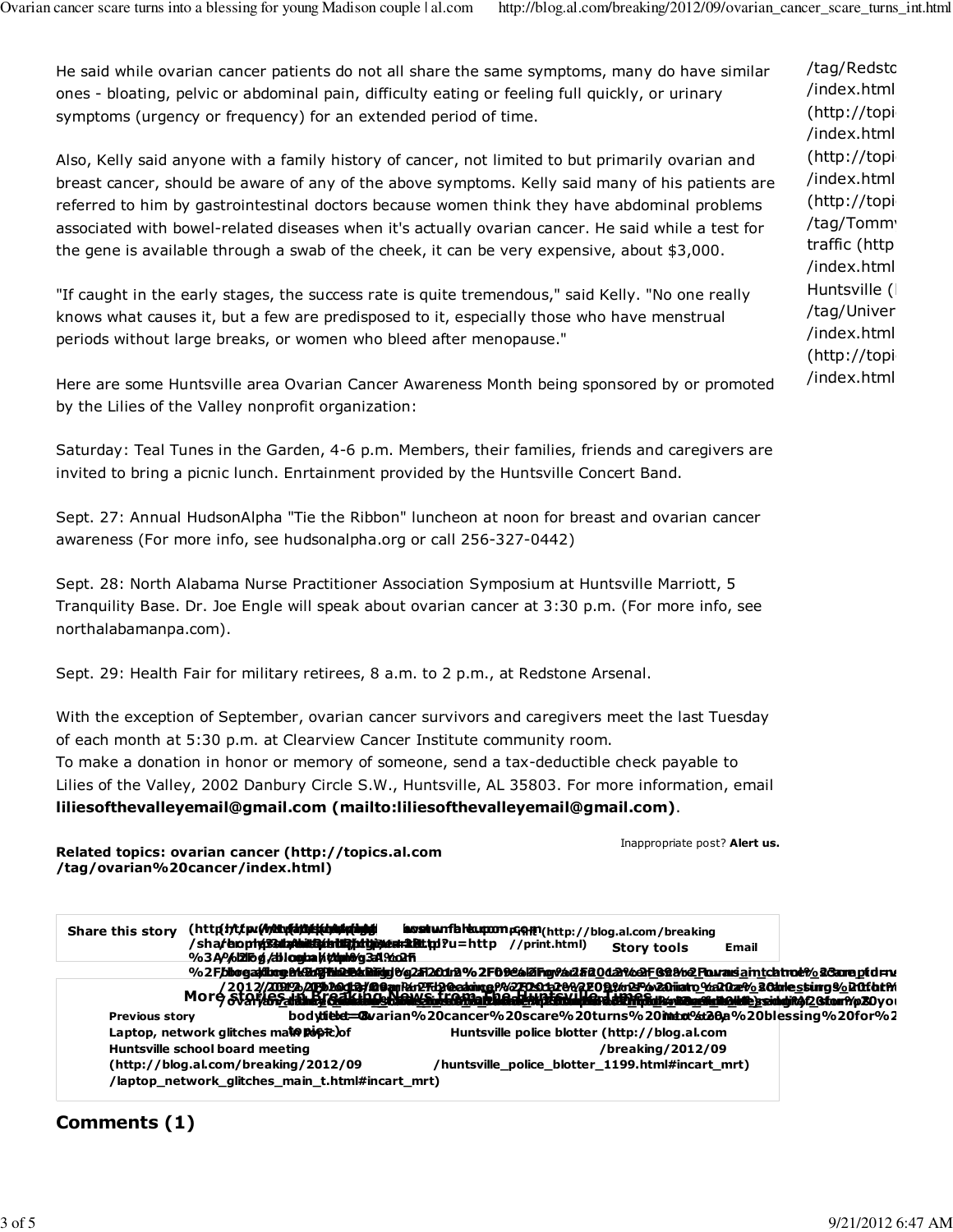He said while ovarian cancer patients do not all share the same symptoms, many do have similar ones - bloating, pelvic or abdominal pain, difficulty eating or feeling full quickly, or urinary symptoms (urgency or frequency) for an extended period of time.

Also, Kelly said anyone with a family history of cancer, not limited to but primarily ovarian and breast cancer, should be aware of any of the above symptoms. Kelly said many of his patients are referred to him by gastrointestinal doctors because women think they have abdominal problems associated with bowel-related diseases when it's actually ovarian cancer. He said while a test for the gene is available through a swab of the cheek, it can be very expensive, about $3,000.

"If caught in the early stages, the success rate is quite tremendous," said Kelly. "No one really knows what causes it, but a few are predisposed to it, especially those who have menstrual periods without large breaks, or women who bleed after menopause."

Here are some Huntsville area Ovarian Cancer Awareness Month being sponsored by or promoted by the Lilies of the Valley nonprofit organization:

Saturday: Teal Tunes in the Garden, 4-6 p.m. Members, their families, friends and caregivers are invited to bring a picnic lunch. Enrtainment provided by the Huntsville Concert Band.

Sept. 27: Annual HudsonAlpha "Tie the Ribbon" luncheon at noon for breast and ovarian cancer awareness (For more info, see hudsonalpha.org or call 256-327-0442)

Sept. 28: North Alabama Nurse Practitioner Association Symposium at Huntsville Marriott, 5 Tranquility Base. Dr. Joe Engle will speak about ovarian cancer at 3:30 p.m. (For more info, see northalabamanpa.com).

Sept. 29: Health Fair for military retirees, 8 a.m. to 2 p.m., at Redstone Arsenal.

With the exception of September, ovarian cancer survivors and caregivers meet the last Tuesday of each month at 5:30 p.m. at Clearview Cancer Institute community room.
To make a donation in honor or memory of someone, send a tax-deductible check payable to Lilies of the Valley, 2002 Danbury Circle S.W., Huntsville, AL 35803. For more information, email **liliesofthevalleyemail@gmail.com (mailto:liliesofthevalleyemail@gmail.com)**.

Inappropriate post? **Alert us.**

**Related topics: ovarian cancer (http://topics.al.com/tag/ovarian%20cancer/index.html)**

**Share this story** | **Story tools** | **Email**

**More stories in Breaking News from The Huntsville Times**

**Previous story**
**Laptop, network glitches main topic of Huntsville school board meeting (http://blog.al.com/breaking/2012/09/laptop_network_glitches_main_t.html#incart_mrt)**

**Next story**
**Huntsville police blotter (http://blog.al.com/breaking/2012/09/huntsville_police_blotter_1199.html#incart_mrt)**

## Comments (1)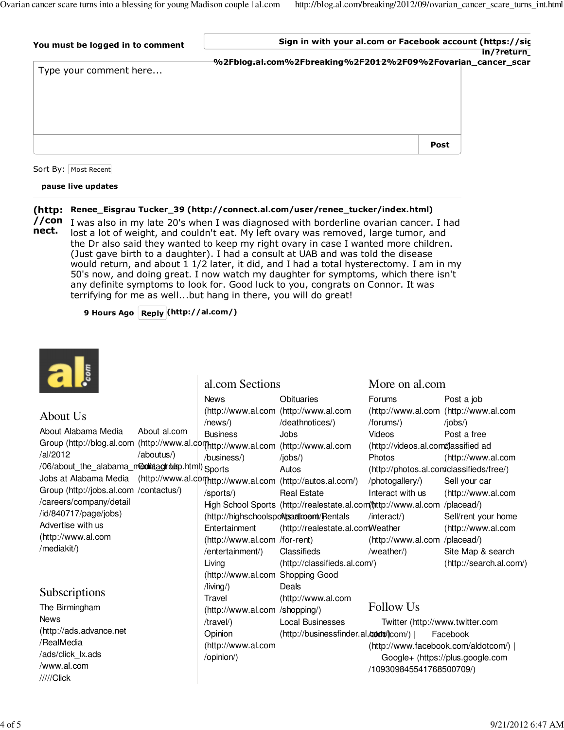**You must be logged in to comment**

**Sign in with your al.com or Facebook account (https://sig in/?return_ %2Fblog.al.com%2Fbreaking%2F2012%2F09%2Fovarian_cancer_scar**

Type your comment here...

**Post**

Sort By: Most Recent

**pause live updates**

**(http://connect.**

**Renee_Eisgrau Tucker_39 (http://connect.al.com/user/renee_tucker/index.html)**

I was also in my late 20's when I was diagnosed with borderline ovarian cancer. I had lost a lot of weight, and couldn't eat. My left ovary was removed, large tumor, and the Dr also said they wanted to keep my right ovary in case I wanted more children. (Just gave birth to a daughter). I had a consult at UAB and was told the disease would return, and about 1 1/2 later, it did, and I had a total hysterectomy. I am in my 50's now, and doing great. I now watch my daughter for symptoms, which there isn't any definite symptoms to look for. Good luck to you, congrats on Connor. It was terrifying for me as well...but hang in there, you will do great!

**9 Hours Ago** **Reply** **(http://al.com/)**

## About Us

About Alabama Media Group (http://blog.al.com/al/2012/06/about_the_alabama_media_group.html)
Jobs at Alabama Media Group (http://jobs.al.com/careers/company/detail/id/840717/page/jobs)
Advertise with us (http://www.al.com/mediakit/)
About al.com (http://www.al.com/aboutus/)
Contact Us (http://www.al.com/contactus/)

## Subscriptions

The Birmingham News (http://ads.advance.net/RealMedia/ads/click_lx.ads/www.al.com/////Click

## al.com Sections

News (http://www.al.com/news/)
Business (http://www.al.com/business/)
Sports (http://www.al.com/sports/)
High School Sports (http://highschoolsports.al.com/)
Entertainment (http://www.al.com/entertainment/)
Living (http://www.al.com/living/)
Travel (http://www.al.com/travel/)
Opinion (http://www.al.com/opinion/)
Obituaries (http://www.al.com/deathnotices/)
Jobs (http://www.al.com/jobs/)
Autos (http://autos.al.com/)
Real Estate (http://realestate.al.com/)
Apartment Rentals (http://realestate.al.com/for-rent)
Classifieds (http://classifieds.al.com/)
Shopping Good Deals (http://www.al.com/shopping/)
Local Businesses (http://businessfinder.al.com/)

## More on al.com

Forums (http://www.al.com/forums/)
Videos (http://videos.al.com/)
Photos (http://photos.al.com/photogallery/)
Interact with us (http://www.al.com/interact/)
Weather (http://www.al.com/weather/)
Post a job (http://www.al.com/jobs/)
Post a free classified ad (http://www.al.com/classifieds/free/)
Sell your car (http://www.al.com/placead/)
Sell/rent your home (http://www.al.com/placead/)
Site Map & search (http://search.al.com/)

## Follow Us

Twitter (http://www.twitter.com/aldotcom/) | Facebook (http://www.facebook.com/aldotcom/) | Google+ (https://plus.google.com/109309845541768500709/)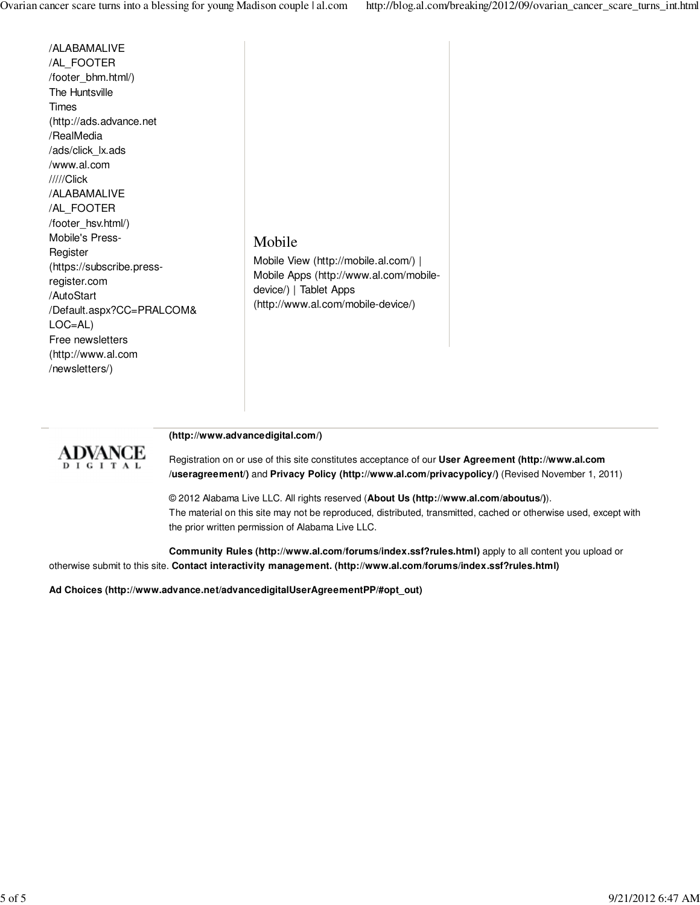/ALABAMALIVE/AL_FOOTER/footer_bhm.html/)
The Huntsville Times (http://ads.advance.net/RealMedia/ads/click_lx.ads/www.al.com/////Click/ALABAMALIVE/AL_FOOTER/footer_hsv.html/)
Mobile's Press-Register (https://subscribe.press-register.com/AutoStart/Default.aspx?CC=PRALCOM&LOC=AL)
Free newsletters (http://www.al.com/newsletters/)

## Mobile

Mobile View (http://mobile.al.com/) | Mobile Apps (http://www.al.com/mobile-device/) | Tablet Apps (http://www.al.com/mobile-device/)

ADVANCE DIGITAL

**(http://www.advancedigital.com/)**

Registration on or use of this site constitutes acceptance of our **User Agreement (http://www.al.com/useragreement/)** and **Privacy Policy (http://www.al.com/privacypolicy/)** (Revised November 1, 2011)

© 2012 Alabama Live LLC. All rights reserved (**About Us (http://www.al.com/aboutus/)**).
The material on this site may not be reproduced, distributed, transmitted, cached or otherwise used, except with the prior written permission of Alabama Live LLC.

**Community Rules (http://www.al.com/forums/index.ssf?rules.html)** apply to all content you upload or otherwise submit to this site. **Contact interactivity management. (http://www.al.com/forums/index.ssf?rules.html)**

**Ad Choices (http://www.advance.net/advancedigitalUserAgreementPP/#opt_out)**